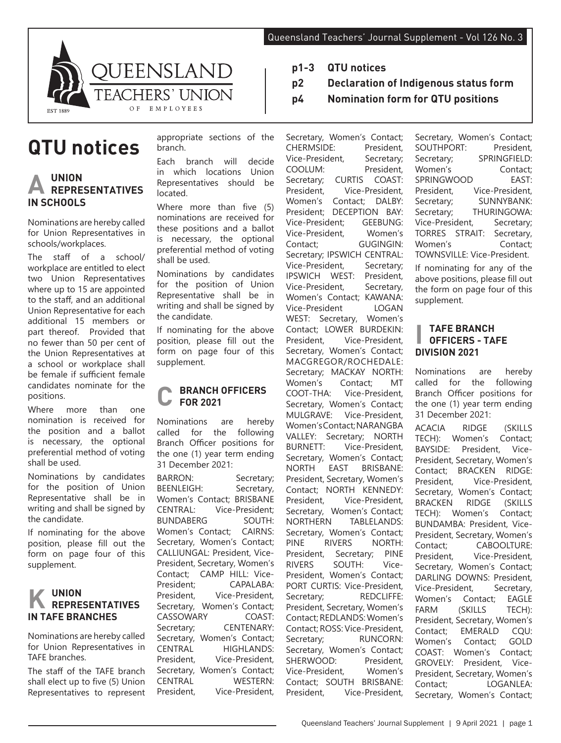# QTU notices

- **p1-3 QTU notices**
- **p2 Declaration of Indigenous status form**
- **p4 Nomination form for QTU positions**

## A UNION REPRESENTATIVES IN SCHOOLS

Nominations are hereby called for Union Representatives in schools/workplaces.

The staff of a school/ workplace are entitled to elect two Union Representatives where up to 15 are appointed to the staff, and an additional Union Representative for each additional 15 members or part thereof. Provided that no fewer than 50 per cent of the Union Representatives at a school or workplace shall be female if sufficient female candidates nominate for the positions.

Where more than one nomination is received for the position and a ballot is necessary, the optional preferential method of voting shall be used.

Nominations by candidates for the position of Union Representative shall be in writing and shall be signed by the candidate.

If nominating for the above position, please fill out the form on page four of this supplement.

## K UNION REPRESENTATIVES IN TAFE BRANCHES

Nominations are hereby called for Union Representatives in TAFE branches.

The staff of the TAFE branch shall elect up to five (5) Union Representatives to represent appropriate sections of the branch.

Each branch will decide in which locations Union Representatives should be located.

Where more than five (5) nominations are received for these positions and a ballot is necessary, the optional preferential method of voting shall be used.

Nominations by candidates for the position of Union Representative shall be in writing and shall be signed by the candidate.

If nominating for the above position, please fill out the form on page four of this supplement.

## C BRANCH OFFICERS FOR 2021

Nominations are hereby called for the following Branch Officer positions for the one (1) year term ending 31 December 2021:

BARRON: Secretary; BEENLEIGH: Secretary, Women's Contact; BRISBANE CENTRAL: Vice-President; BUNDABERG SOUTH: Women's Contact; CAIRNS: Secretary, Women's Contact; CALLIUNGAL: President, Vice-President, Secretary, Women's Contact; CAMP HILL: Vice-President; CAPALABA: President, Vice-President, Secretary, Women's Contact; CASSOWARY COAST: Secretary; CENTENARY: Secretary, Women's Contact; CENTRAL HIGHLANDS: President, Vice-President, Secretary, Women's Contact; CENTRAL WESTERN: President, Vice-President, Secretary, Women's Contact; CHERMSIDE: President, Vice-President, Secretary; COOLUM: President, Secretary; CURTIS COAST: President, Vice-President, Women's Contact; DALBY: President; DECEPTION BAY: Vice-President; GEEBUNG: Vice-President, Women's Contact; GUGINGIN: Secretary; IPSWICH CENTRAL: Vice-President, Secretary; IPSWICH WEST: President, Vice-President, Secretary, Women's Contact; KAWANA: Vice-President LOGAN WEST: Secretary, Women's Contact; LOWER BURDEKIN: President, Vice-President, Secretary, Women's Contact; MACGREGOR/ROCHEDALE: Secretary; MACKAY NORTH: Women's Contact; MT COOT-THA: Vice-President, Secretary, Women's Contact; MULGRAVE: Vice-President, Women's Contact; NARANGBA VALLEY: Secretary; NORTH BURNETT: Vice-President, Secretary, Women's Contact; NORTH EAST BRISBANE: President, Secretary, Women's Contact; NORTH KENNEDY: President, Vice-President, Secretary, Women's Contact; NORTHERN TABLELANDS: Secretary, Women's Contact; PINE RIVERS NORTH: President, Secretary; PINE RIVERS SOUTH: Vice-President, Women's Contact; PORT CURTIS: Vice-President, Secretary; REDCLIFFE: President, Secretary, Women's Contact; REDLANDS: Women's Contact; ROSS: Vice-President, Secretary; RUNCORN: Secretary, Women's Contact; SHERWOOD: President, Vice-President, Women's Contact; SOUTH BRISBANE: President, Vice-President, Secretary, Women's Contact; SOUTHPORT: President, Secretary; SPRINGFIELD: Women's Contact; SPRINGWOOD EAST: President, Vice-President, Secretary; SUNNYBANK: Secretary; THURINGOWA: Vice-President, Secretary; TORRES STRAIT: Secretary, Women's Contact; TOWNSVILLE: Vice-President.

If nominating for any of the above positions, please fill out the form on page four of this supplement.

## I TAFE BRANCH OFFICERS - TAFE DIVISION 2021

Nominations are hereby called for the following Branch Officer positions for the one (1) year term ending 31 December 2021:

ACACIA RIDGE (SKILLS TECH): Women's Contact; BAYSIDE: President, Vice-President, Secretary, Women's Contact; BRACKEN RIDGE: President, Vice-President, Secretary, Women's Contact; BRACKEN RIDGE (SKILLS TECH): Women's Contact; BUNDAMBA: President, Vice-President, Secretary, Women's Contact; CABOOLTURE: President, Vice-President, Secretary, Women's Contact; DARLING DOWNS: President, Vice-President, Secretary, Women's Contact; EAGLE FARM (SKILLS TECH): President, Secretary, Women's Contact; EMERALD CQU: Women's Contact; GOLD COAST: Women's Contact; GROVELY: President, Vice-President, Secretary, Women's Contact; LOGANLEA: Secretary, Women's Contact;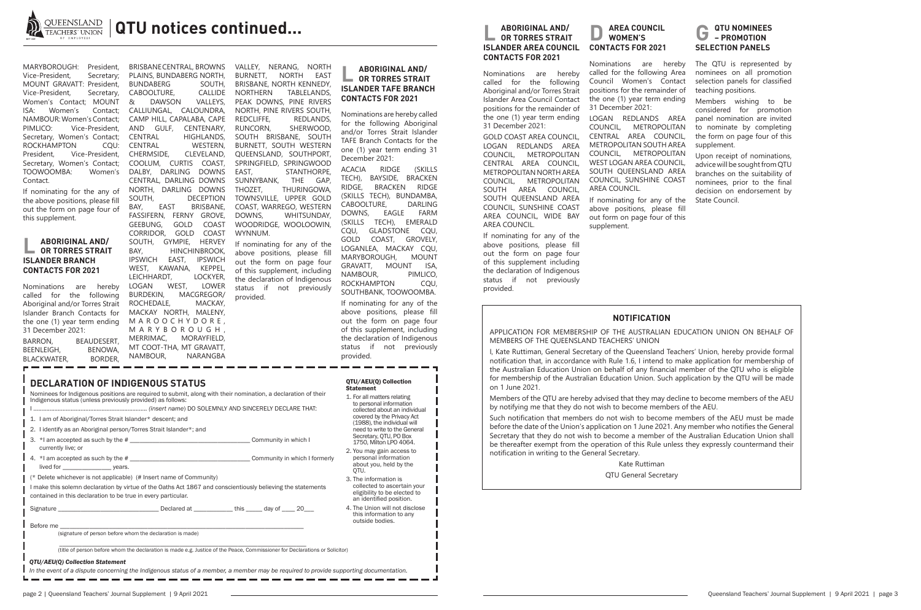# QTU notices continued...

MARYBOROUGH: President, Vice-President, Secretary; MOUNT GRAVATT: President, Vice-President, Secretary, Women's Contact; MOUNT ISA: Women's Contact; NAMBOUR: Women's Contact; PIMLICO: Vice-President, Secretary, Women's Contact; ROCKHAMPTON CQU: President, Vice-President, Secretary, Women's Contact; TOOWOOMBA: Women's Contact.

If nominating for any of the above positions, please fill out the form on page four of this supplement.

## L ABORIGINAL AND/ OR TORRES STRAIT ISLANDER BRANCH CONTACTS FOR 2021

Nominations are hereby called for the following Aboriginal and/or Torres Strait Islander Branch Contacts for the one (1) year term ending 31 December 2021:

BARRON, BEAUDESERT, BEENLEIGH, BENOWA, BLACKWATER, BORDER, BRISBANE CENTRAL, BROWNS PLAINS, BUNDABERG NORTH, BUNDABERG SOUTH, CABOOLTURE, CALLIDE & DAWSON VALLEYS, CALLIUNGAL, CALOUNDRA, CAMP HILL, CAPALABA, CAPE AND GULF, CENTENARY, CENTRAL HIGHLANDS, CENTRAL WESTERN, CHERMSIDE, CLEVELAND, COOLUM, CURTIS COAST, DALBY, DARLING DOWNS CENTRAL, DARLING DOWNS NORTH, DARLING DOWNS SOUTH, DECEPTION BAY, EAST BRISBANE, FASSIFERN, FERNY GROVE, GEEBUNG, GOLD COAST CORRIDOR, GOLD COAST SOUTH, GYMPIE, HERVEY BAY, HINCHINBROOK, IPSWICH EAST, IPSWICH WEST, KAWANA, KEPPEL, LEICHHARDT, LOCKYER, LOGAN WEST, LOWER BURDEKIN, MACGREGOR/ ROCHEDALE, MACKAY, MACKAY NORTH, MALENY, MAROOCHYDORE, MARYBOROUGH, MERRIMAC, MORAYFIELD, MT COOT-THA, MT GRAVATT, NAMBOUR, NARANGBA VALLEY, NERANG, NORTH BURNETT, NORTH EAST BRISBANE, NORTH KENNEDY, NORTHERN TABLELANDS, PEAK DOWNS, PINE RIVERS NORTH, PINE RIVERS SOUTH, REDCLIFFE, REDLANDS, RUNCORN, SHERWOOD, SOUTH BRISBANE, SOUTH BURNETT, SOUTH WESTERN QUEENSLAND, SOUTHPORT, SPRINGFIELD, SPRINGWOOD EAST, STANTHORPE, SUNNYBANK, THE GAP, THOZET, THURINGOWA, TOWNSVILLE, UPPER GOLD COAST, WARREGO, WESTERN DOWNS, WHITSUNDAY, WOODRIDGE, WOOLOOWIN, WYNNUM.

If nominating for any of the above positions, please fill out the form on page four of this supplement, including the declaration of Indigenous status if not previously provided.

## L ABORIGINAL AND/ OR TORRES STRAIT ISLANDER TAFE BRANCH CONTACTS FOR 2021

Nominations are hereby called for the following Aboriginal and/or Torres Strait Islander TAFE Branch Contacts for the one (1) year term ending 31 December 2021:

ACACIA RIDGE (SKILLS TECH), BAYSIDE, BRACKEN RIDGE, BRACKEN RIDGE (SKILLS TECH), BUNDAMBA, CABOOLTURE, DARLING DOWNS, EAGLE FARM (SKILLS TECH), EMERALD CQU, GLADSTONE CQU, GOLD COAST, GROVELY, LOGANLEA, MACKAY CQU, MARYBOROUGH, MOUNT GRAVATT, MOUNT ISA, NAMBOUR, PIMLICO, ROCKHAMPTON CQU, SOUTHBANK, TOOWOOMBA.

If nominating for any of the above positions, please fill out the form on page four of this supplement, including the declaration of Indigenous status if not previously provided.

## DECLARATION OF INDIGENOUS STATUS

Nominees for Indigenous positions are required to submit, along with their nomination, a declaration of their Indigenous status (unless previously provided) as follows:

I .................................................. *(insert name)* DO SOLEMNLY AND SINCERELY DECLARE THAT:

1. I am of Aboriginal/Torres Strait Islander* descent; and
2. I identify as an Aboriginal person/Torres Strait Islander*; and
3. *I am accepted as such by the # ______________________ Community in which I currently live; or
4. *I am accepted as such by the # ______________________ Community in which I formerly lived for ____________ years.

(* Delete whichever is not applicable) (# Insert name of Community)

I make this solemn declaration by virtue of the Oaths Act 1867 and conscientiously believing the statements contained in this declaration to be true in every particular.

Signature ______________________ Declared at __________ this _____ day of ____ 20___

Before me ______________________________________________
(signature of person before whom the declaration is made)

______________________________________________
(title of person before whom the declaration is made e.g. Justice of the Peace, Commissioner for Declarations or Solicitor)

***QTU/AEU(Q) Collection Statement***

*In the event of a dispute concerning the Indigenous status of a member, a member may be required to provide supporting documentation.*

**QTU/AEU(Q) Collection Statement**

1. For all matters relating to personal information collected about an individual covered by the Privacy Act (1988), the individual will need to write to the General Secretary, QTU, PO Box 1750, Milton LPO 4064.
2. You may gain access to personal information about you, held by the QTU.
3. The information is collected to ascertain your eligibility to be elected to an identified position.
4. The Union will not disclose this information to any outside bodies.

## L ABORIGINAL AND/ OR TORRES STRAIT ISLANDER AREA COUNCIL CONTACTS FOR 2021

Nominations are hereby called for the following Aboriginal and/or Torres Strait Islander Area Council Contact positions for the remainder of the one (1) year term ending 31 December 2021:

GOLD COAST AREA COUNCIL, LOGAN REDLANDS AREA COUNCIL, METROPOLITAN CENTRAL AREA COUNCIL, METROPOLITAN NORTH AREA COUNCIL, METROPOLITAN SOUTH AREA COUNCIL, SOUTH QUEENSLAND AREA COUNCIL, SUNSHINE COAST AREA COUNCIL, WIDE BAY AREA COUNCIL.

If nominating for any of the above positions, please fill out the form on page four of this supplement including the declaration of Indigenous status if not previously provided.

## D AREA COUNCIL WOMEN'S CONTACTS FOR 2021

Nominations are hereby called for the following Area Council Women's Contact positions for the remainder of the one (1) year term ending 31 December 2021:

LOGAN REDLANDS AREA COUNCIL, METROPOLITAN CENTRAL AREA COUNCIL, METROPOLITAN SOUTH AREA COUNCIL, METROPOLITAN WEST LOGAN AREA COUNCIL, SOUTH QUEENSLAND AREA COUNCIL, SUNSHINE COAST AREA COUNCIL.

If nominating for any of the above positions, please fill out form on page four of this supplement.

## G QTU NOMINEES – PROMOTION SELECTION PANELS

The QTU is represented by nominees on all promotion selection panels for classified teaching positions.

Members wishing to be considered for promotion panel nomination are invited to nominate by completing the form on page four of this supplement.

Upon receipt of nominations, advice will be sought from QTU branches on the suitability of nominees, prior to the final decision on endorsement by State Council.

## NOTIFICATION

APPLICATION FOR MEMBERSHIP OF THE AUSTRALIAN EDUCATION UNION ON BEHALF OF MEMBERS OF THE QUEENSLAND TEACHERS' UNION

I, Kate Ruttiman, General Secretary of the Queensland Teachers' Union, hereby provide formal notification that, in accordance with Rule 1.6, I intend to make application for membership of the Australian Education Union on behalf of any financial member of the QTU who is eligible for membership of the Australian Education Union. Such application by the QTU will be made on 1 June 2021.

Members of the QTU are hereby advised that they may decline to become members of the AEU by notifying me that they do not wish to become members of the AEU.

Such notification that members do not wish to become members of the AEU must be made before the date of the Union's application on 1 June 2021. Any member who notifies the General Secretary that they do not wish to become a member of the Australian Education Union shall be thereafter exempt from the operation of this Rule unless they expressly countermand their notification in writing to the General Secretary.

Kate Ruttiman

QTU General Secretary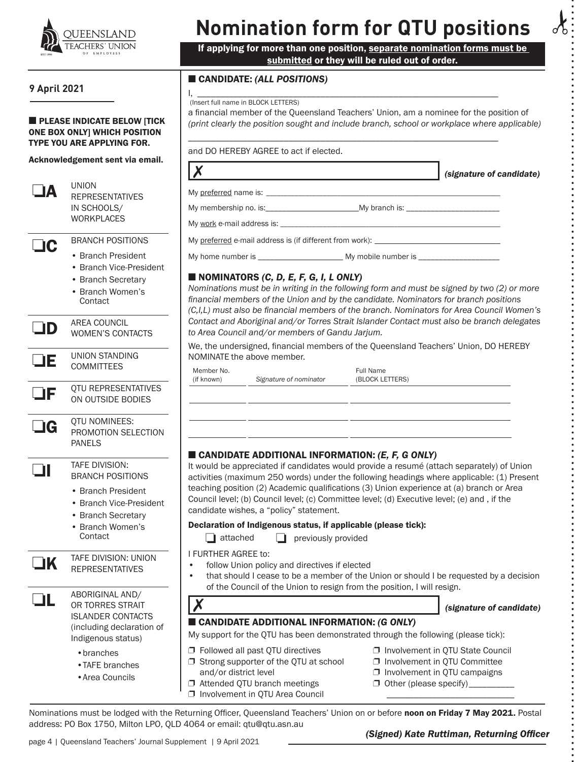# Nomination form for QTU positions

**If applying for more than one position, separate nomination forms must be submitted or they will be ruled out of order.**

**9 April 2021**

■ **PLEASE INDICATE BELOW [TICK ONE BOX ONLY] WHICH POSITION TYPE YOU ARE APPLYING FOR.**

**Acknowledgement sent via email.**

❑ **A** UNION REPRESENTATIVES IN SCHOOLS/ WORKPLACES

❑ **C** BRANCH POSITIONS
- Branch President
- Branch Vice-President
- Branch Secretary
- Branch Women's Contact

❑ **D** AREA COUNCIL WOMEN'S CONTACTS

❑ **E** UNION STANDING COMMITTEES

❑ **F** QTU REPRESENTATIVES ON OUTSIDE BODIES

❑ **G** QTU NOMINEES: PROMOTION SELECTION PANELS

❑ **I** TAFE DIVISION: BRANCH POSITIONS
- Branch President
- Branch Vice-President
- Branch Secretary
- Branch Women's Contact

❑ **K** TAFE DIVISION: UNION REPRESENTATIVES

❑ **L** ABORIGINAL AND/ OR TORRES STRAIT ISLANDER CONTACTS (including declaration of Indigenous status)
- branches
- TAFE branches
- Area Councils

## ■ CANDIDATE: *(ALL POSITIONS)*

I, ____________________________________________
(Insert full name in BLOCK LETTERS)

a financial member of the Queensland Teachers' Union, am a nominee for the position of *(print clearly the position sought and include branch, school or workplace where applicable)*

____________________________________________

and DO HEREBY AGREE to act if elected.

✗ ____________________ *(signature of candidate)*

My preferred name is: ____________________

My membership no. is: ____________________ My branch is: ____________________

My work e-mail address is: ____________________

My preferred e-mail address is (if different from work): ____________________

My home number is ____________________ My mobile number is ____________________

## ■ NOMINATORS *(C, D, E, F, G, I, L ONLY)*

*Nominations must be in writing in the following form and must be signed by two (2) or more financial members of the Union and by the candidate. Nominators for branch positions (C,I,L) must also be financial members of the branch. Nominators for Area Council Women's Contact and Aboriginal and/or Torres Strait Islander Contact must also be branch delegates to Area Council and/or members of Gandu Jarjum.*

We, the undersigned, financial members of the Queensland Teachers' Union, DO HEREBY NOMINATE the above member.

| Member No. (if known) | *Signature of nominator* | Full Name (BLOCK LETTERS) |
|---|---|---|
| | | |
| | | |
| | | |

## ■ CANDIDATE ADDITIONAL INFORMATION: *(E, F, G ONLY)*

It would be appreciated if candidates would provide a resumé (attach separately) of Union activities (maximum 250 words) under the following headings where applicable: (1) Present teaching position (2) Academic qualifications (3) Union experience at (a) branch or Area Council level; (b) Council level; (c) Committee level; (d) Executive level; (e) and , if the candidate wishes, a "policy" statement.

**Declaration of Indigenous status, if applicable (please tick):**

❑ attached ❑ previously provided

I FURTHER AGREE to:
- follow Union policy and directives if elected
- that should I cease to be a member of the Union or should I be requested by a decision of the Council of the Union to resign from the position, I will resign.

✗ ____________________ *(signature of candidate)*

## ■ CANDIDATE ADDITIONAL INFORMATION: *(G ONLY)*

My support for the QTU has been demonstrated through the following (please tick):

❒ Followed all past QTU directives
❒ Strong supporter of the QTU at school and/or district level
❒ Attended QTU branch meetings
❒ Involvement in QTU Area Council
❒ Involvement in QTU State Council
❒ Involvement in QTU Committee
❒ Involvement in QTU campaigns
❒ Other (please specify) ____________________

Nominations must be lodged with the Returning Officer, Queensland Teachers' Union on or before **noon on Friday 7 May 2021.** Postal address: PO Box 1750, Milton LPO, QLD 4064 or email: qtu@qtu.asn.au

***(Signed) Kate Ruttiman, Returning Officer***